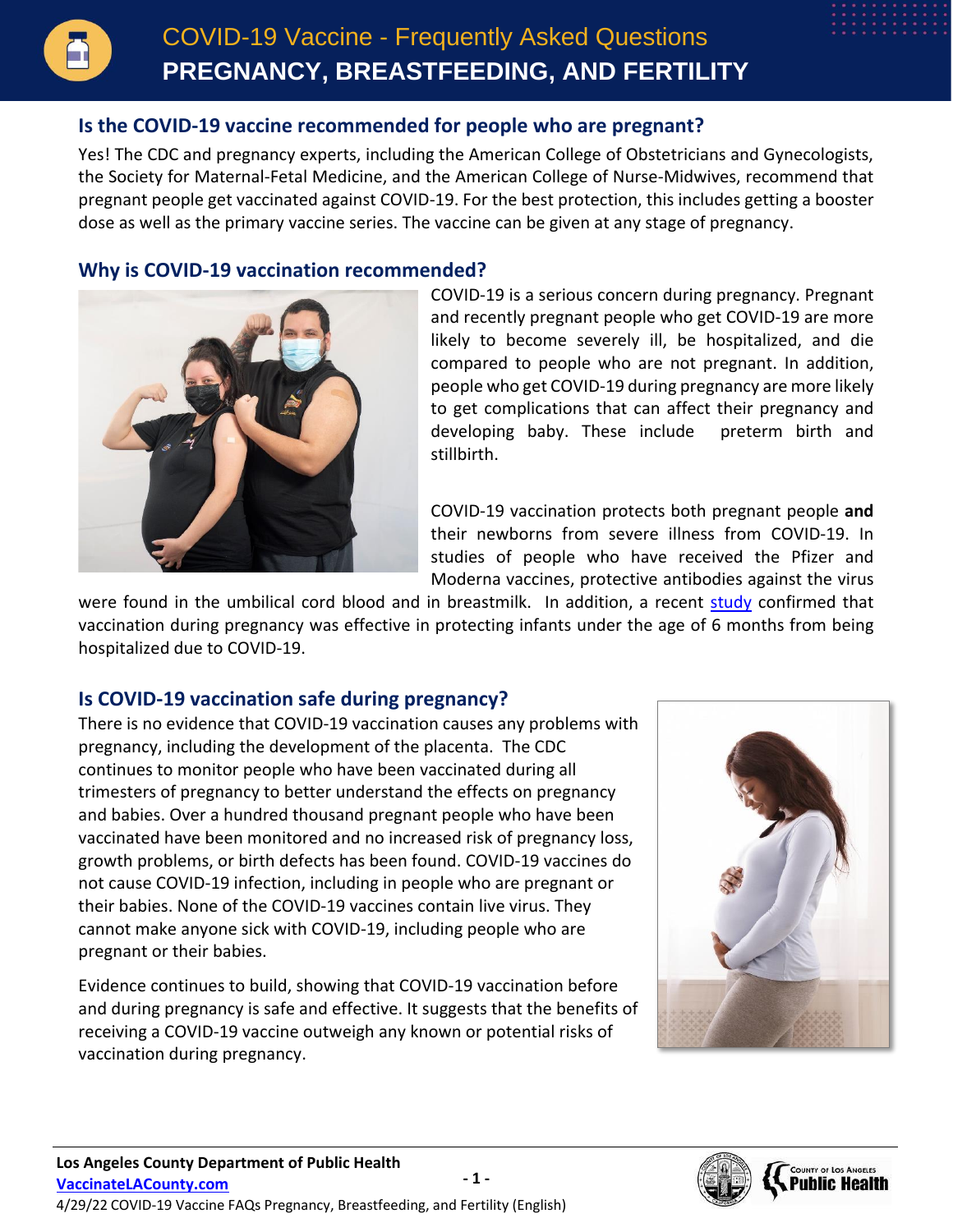# COVID-19 Vaccine - Frequently Asked Questions

# PREGNANCY, BREASTFEEDING, AND FERTILITY

## Is the COVID-19 vaccine recommended for people who are pregnant?

Yes! The CDC and pregnancy experts, including the American College of Obstetricians and Gynecologists, the Society for Maternal-Fetal Medicine, and the American College of Nurse-Midwives, recommend that pregnant people get vaccinated against COVID-19. For the best protection, this includes getting a booster dose as well as the primary vaccine series. The vaccine can be given at any stage of pregnancy.

## Why is COVID-19 vaccination recommended?

COVID-19 is a serious concern during pregnancy. Pregnant and recently pregnant people who get COVID-19 are more likely to become severely ill, be hospitalized, and die compared to people who are not pregnant. In addition, people who get COVID-19 during pregnancy are more likely to get complications that can affect their pregnancy and developing baby. These include preterm birth and stillbirth.

COVID-19 vaccination protects both pregnant people **and** their newborns from severe illness from COVID-19. In studies of people who have received the Pfizer and Moderna vaccines, protective antibodies against the virus were found in the umbilical cord blood and in breastmilk. In addition, a recent study confirmed that vaccination during pregnancy was effective in protecting infants under the age of 6 months from being hospitalized due to COVID-19.

## Is COVID-19 vaccination safe during pregnancy?

There is no evidence that COVID-19 vaccination causes any problems with pregnancy, including the development of the placenta. The CDC continues to monitor people who have been vaccinated during all trimesters of pregnancy to better understand the effects on pregnancy and babies. Over a hundred thousand pregnant people who have been vaccinated have been monitored and no increased risk of pregnancy loss, growth problems, or birth defects has been found. COVID-19 vaccines do not cause COVID-19 infection, including in people who are pregnant or their babies. None of the COVID-19 vaccines contain live virus. They cannot make anyone sick with COVID-19, including people who are pregnant or their babies.

Evidence continues to build, showing that COVID-19 vaccination before and during pregnancy is safe and effective. It suggests that the benefits of receiving a COVID-19 vaccine outweigh any known or potential risks of vaccination during pregnancy.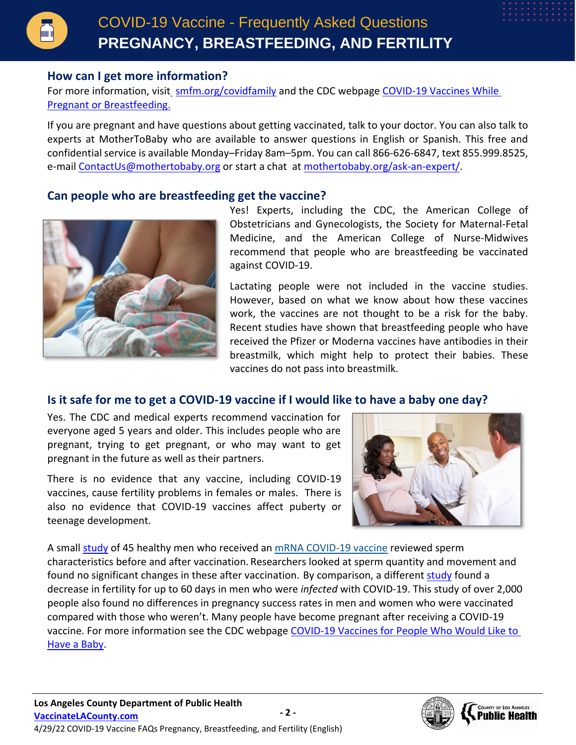## How can I get more information?

For more information, visit smfm.org/covidfamily and the CDC webpage COVID-19 Vaccines While Pregnant or Breastfeeding.

If you are pregnant and have questions about getting vaccinated, talk to your doctor. You can also talk to experts at MotherToBaby who are available to answer questions in English or Spanish. This free and confidential service is available Monday–Friday 8am–5pm. You can call 866-626-6847, text 855.999.8525, e-mail ContactUs@mothertobaby.org or start a chat at mothertobaby.org/ask-an-expert/.

## Can people who are breastfeeding get the vaccine?

Yes! Experts, including the CDC, the American College of Obstetricians and Gynecologists, the Society for Maternal-Fetal Medicine, and the American College of Nurse-Midwives recommend that people who are breastfeeding be vaccinated against COVID-19.

Lactating people were not included in the vaccine studies. However, based on what we know about how these vaccines work, the vaccines are not thought to be a risk for the baby. Recent studies have shown that breastfeeding people who have received the Pfizer or Moderna vaccines have antibodies in their breastmilk, which might help to protect their babies. These vaccines do not pass into breastmilk.

## Is it safe for me to get a COVID-19 vaccine if I would like to have a baby one day?

Yes. The CDC and medical experts recommend vaccination for everyone aged 5 years and older. This includes people who are pregnant, trying to get pregnant, or who may want to get pregnant in the future as well as their partners.

There is no evidence that any vaccine, including COVID-19 vaccines, cause fertility problems in females or males. There is also no evidence that COVID-19 vaccines affect puberty or teenage development.

A small study of 45 healthy men who received an mRNA COVID-19 vaccine reviewed sperm characteristics before and after vaccination. Researchers looked at sperm quantity and movement and found no significant changes in these after vaccination. By comparison, a different study found a decrease in fertility for up to 60 days in men who were *infected* with COVID-19. This study of over 2,000 people also found no differences in pregnancy success rates in men and women who were vaccinated compared with those who weren't. Many people have become pregnant after receiving a COVID-19 vaccine. For more information see the CDC webpage COVID-19 Vaccines for People Who Would Like to Have a Baby.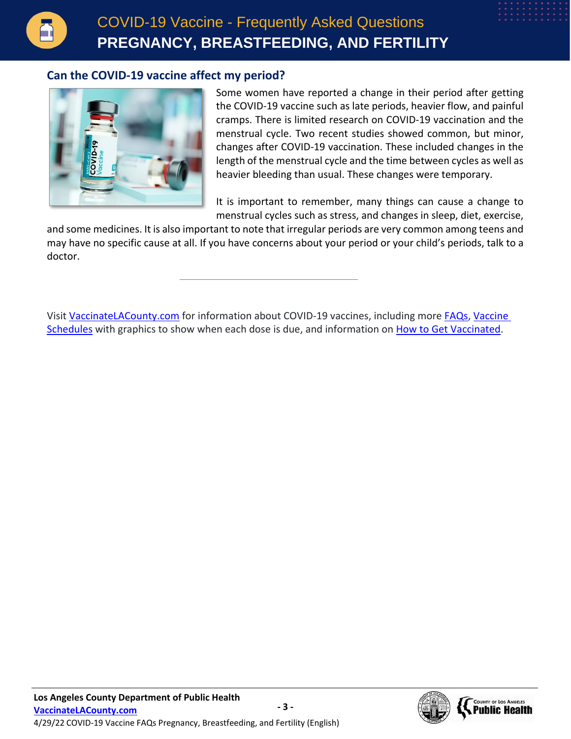## Can the COVID-19 vaccine affect my period?

Some women have reported a change in their period after getting the COVID-19 vaccine such as late periods, heavier flow, and painful cramps. There is limited research on COVID-19 vaccination and the menstrual cycle. Two recent studies showed common, but minor, changes after COVID-19 vaccination. These included changes in the length of the menstrual cycle and the time between cycles as well as heavier bleeding than usual. These changes were temporary.

It is important to remember, many things can cause a change to menstrual cycles such as stress, and changes in sleep, diet, exercise, and some medicines. It is also important to note that irregular periods are very common among teens and may have no specific cause at all. If you have concerns about your period or your child's periods, talk to a doctor.

---

Visit VaccinateLACounty.com for information about COVID-19 vaccines, including more FAQs, Vaccine Schedules with graphics to show when each dose is due, and information on How to Get Vaccinated.